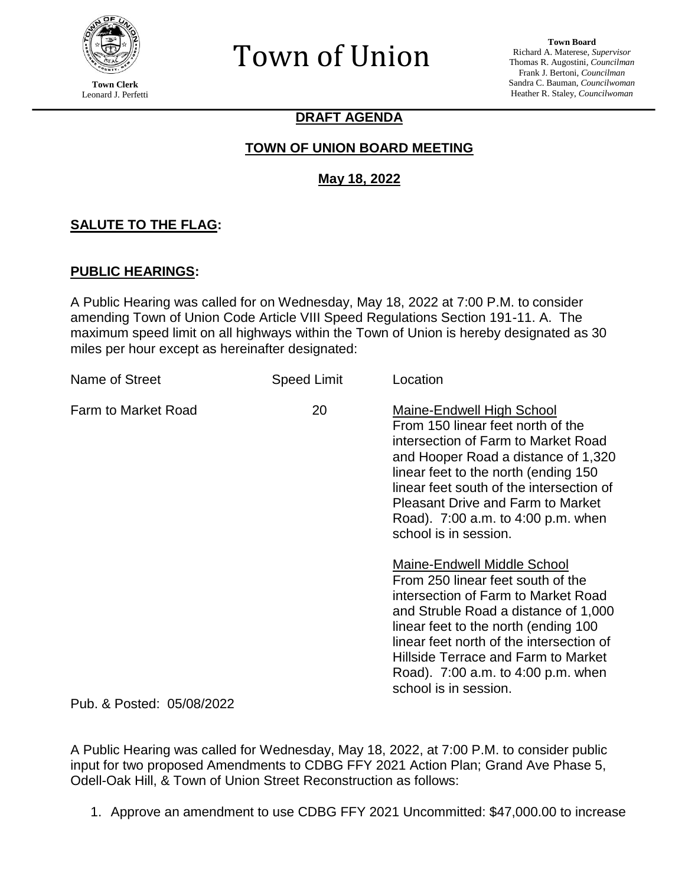Town Clerk
Leonard J. Perfetti

# Town of Union

**Town Board**
Richard A. Materese, *Supervisor*
Thomas R. Augostini, *Councilman*
Frank J. Bertoni, *Councilman*
Sandra C. Bauman, *Councilwoman*
Heather R. Staley, *Councilwoman*

## DRAFT AGENDA

## TOWN OF UNION BOARD MEETING

## May 18, 2022

### SALUTE TO THE FLAG:

### PUBLIC HEARINGS:

A Public Hearing was called for on Wednesday, May 18, 2022 at 7:00 P.M. to consider amending Town of Union Code Article VIII Speed Regulations Section 191-11. A. The maximum speed limit on all highways within the Town of Union is hereby designated as 30 miles per hour except as hereinafter designated:

| Name of Street | Speed Limit | Location |
|---|---|---|
| Farm to Market Road | 20 | Maine-Endwell High School<br>From 150 linear feet north of the intersection of Farm to Market Road and Hooper Road a distance of 1,320 linear feet to the north (ending 150 linear feet south of the intersection of Pleasant Drive and Farm to Market Road). 7:00 a.m. to 4:00 p.m. when school is in session.<br><br>Maine-Endwell Middle School<br>From 250 linear feet south of the intersection of Farm to Market Road and Struble Road a distance of 1,000 linear feet to the north (ending 100 linear feet north of the intersection of Hillside Terrace and Farm to Market Road). 7:00 a.m. to 4:00 p.m. when school is in session. |

Pub. & Posted: 05/08/2022

A Public Hearing was called for Wednesday, May 18, 2022, at 7:00 P.M. to consider public input for two proposed Amendments to CDBG FFY 2021 Action Plan; Grand Ave Phase 5, Odell-Oak Hill, & Town of Union Street Reconstruction as follows:

1. Approve an amendment to use CDBG FFY 2021 Uncommitted: $47,000.00 to increase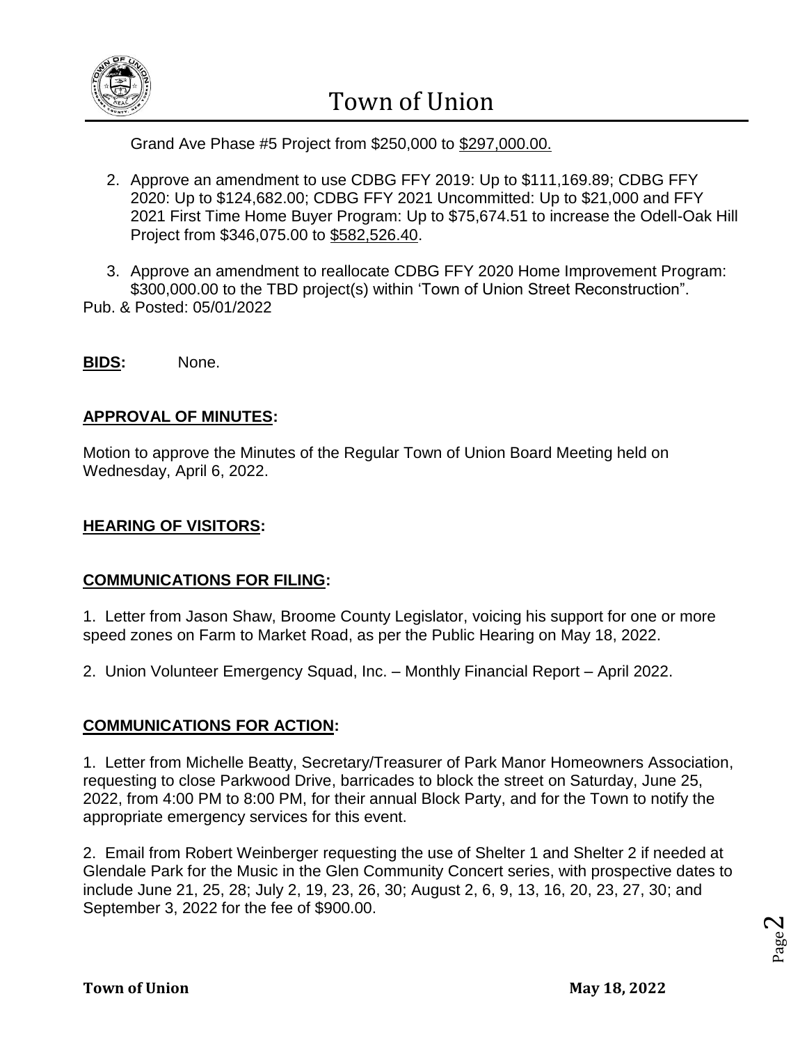Grand Ave Phase #5 Project from $250,000 to <u>$297,000.00.</u>

2. Approve an amendment to use CDBG FFY 2019: Up to $111,169.89; CDBG FFY 2020: Up to $124,682.00; CDBG FFY 2021 Uncommitted: Up to $21,000 and FFY 2021 First Time Home Buyer Program: Up to $75,674.51 to increase the Odell-Oak Hill Project from $346,075.00 to <u>$582,526.40</u>.

3. Approve an amendment to reallocate CDBG FFY 2020 Home Improvement Program: $300,000.00 to the TBD project(s) within 'Town of Union Street Reconstruction".

Pub. & Posted: 05/01/2022

**BIDS:** None.

**APPROVAL OF MINUTES:**

Motion to approve the Minutes of the Regular Town of Union Board Meeting held on Wednesday, April 6, 2022.

**HEARING OF VISITORS:**

**COMMUNICATIONS FOR FILING:**

1. Letter from Jason Shaw, Broome County Legislator, voicing his support for one or more speed zones on Farm to Market Road, as per the Public Hearing on May 18, 2022.

2. Union Volunteer Emergency Squad, Inc. – Monthly Financial Report – April 2022.

**COMMUNICATIONS FOR ACTION:**

1. Letter from Michelle Beatty, Secretary/Treasurer of Park Manor Homeowners Association, requesting to close Parkwood Drive, barricades to block the street on Saturday, June 25, 2022, from 4:00 PM to 8:00 PM, for their annual Block Party, and for the Town to notify the appropriate emergency services for this event.

2. Email from Robert Weinberger requesting the use of Shelter 1 and Shelter 2 if needed at Glendale Park for the Music in the Glen Community Concert series, with prospective dates to include June 21, 25, 28; July 2, 19, 23, 26, 30; August 2, 6, 9, 13, 16, 20, 23, 27, 30; and September 3, 2022 for the fee of $900.00.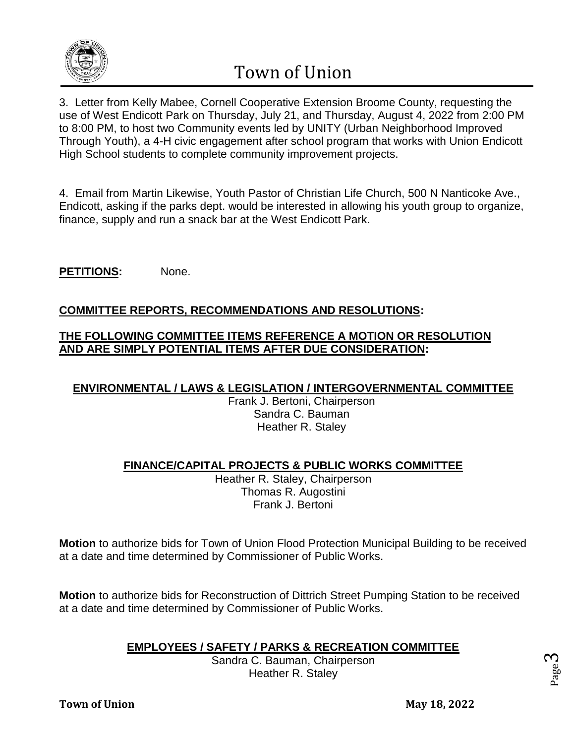3. Letter from Kelly Mabee, Cornell Cooperative Extension Broome County, requesting the use of West Endicott Park on Thursday, July 21, and Thursday, August 4, 2022 from 2:00 PM to 8:00 PM, to host two Community events led by UNITY (Urban Neighborhood Improved Through Youth), a 4-H civic engagement after school program that works with Union Endicott High School students to complete community improvement projects.

4. Email from Martin Likewise, Youth Pastor of Christian Life Church, 500 N Nanticoke Ave., Endicott, asking if the parks dept. would be interested in allowing his youth group to organize, finance, supply and run a snack bar at the West Endicott Park.

**PETITIONS:** None.

**COMMITTEE REPORTS, RECOMMENDATIONS AND RESOLUTIONS:**

**THE FOLLOWING COMMITTEE ITEMS REFERENCE A MOTION OR RESOLUTION AND ARE SIMPLY POTENTIAL ITEMS AFTER DUE CONSIDERATION:**

**ENVIRONMENTAL / LAWS & LEGISLATION / INTERGOVERNMENTAL COMMITTEE**

Frank J. Bertoni, Chairperson
Sandra C. Bauman
Heather R. Staley

**FINANCE/CAPITAL PROJECTS & PUBLIC WORKS COMMITTEE**

Heather R. Staley, Chairperson
Thomas R. Augostini
Frank J. Bertoni

**Motion** to authorize bids for Town of Union Flood Protection Municipal Building to be received at a date and time determined by Commissioner of Public Works.

**Motion** to authorize bids for Reconstruction of Dittrich Street Pumping Station to be received at a date and time determined by Commissioner of Public Works.

**EMPLOYEES / SAFETY / PARKS & RECREATION COMMITTEE**

Sandra C. Bauman, Chairperson
Heather R. Staley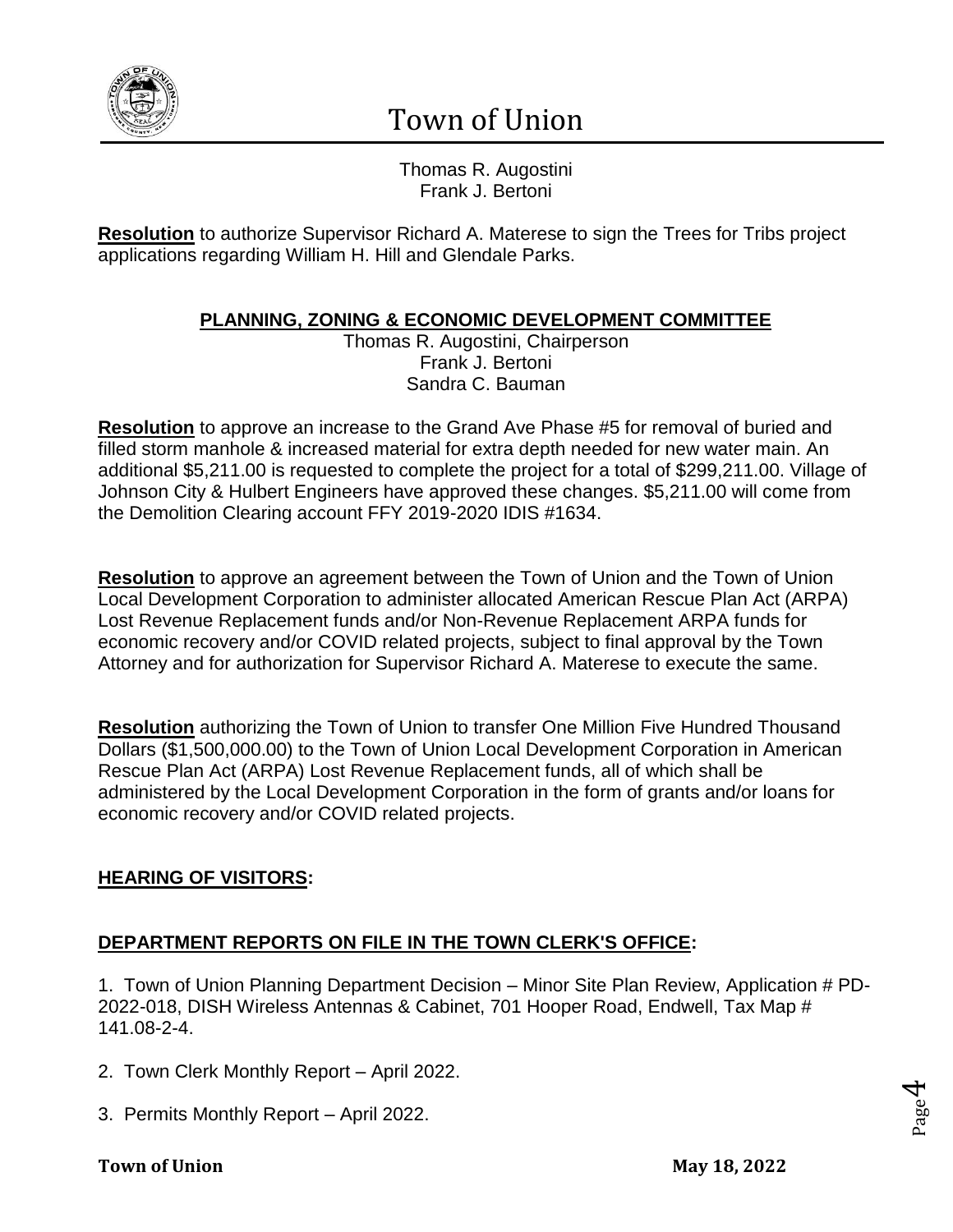Thomas R. Augostini
Frank J. Bertoni

**Resolution** to authorize Supervisor Richard A. Materese to sign the Trees for Tribs project applications regarding William H. Hill and Glendale Parks.

## PLANNING, ZONING & ECONOMIC DEVELOPMENT COMMITTEE

Thomas R. Augostini, Chairperson
Frank J. Bertoni
Sandra C. Bauman

**Resolution** to approve an increase to the Grand Ave Phase #5 for removal of buried and filled storm manhole & increased material for extra depth needed for new water main. An additional $5,211.00 is requested to complete the project for a total of $299,211.00. Village of Johnson City & Hulbert Engineers have approved these changes. $5,211.00 will come from the Demolition Clearing account FFY 2019-2020 IDIS #1634.

**Resolution** to approve an agreement between the Town of Union and the Town of Union Local Development Corporation to administer allocated American Rescue Plan Act (ARPA) Lost Revenue Replacement funds and/or Non-Revenue Replacement ARPA funds for economic recovery and/or COVID related projects, subject to final approval by the Town Attorney and for authorization for Supervisor Richard A. Materese to execute the same.

**Resolution** authorizing the Town of Union to transfer One Million Five Hundred Thousand Dollars ($1,500,000.00) to the Town of Union Local Development Corporation in American Rescue Plan Act (ARPA) Lost Revenue Replacement funds, all of which shall be administered by the Local Development Corporation in the form of grants and/or loans for economic recovery and/or COVID related projects.

## HEARING OF VISITORS:

## DEPARTMENT REPORTS ON FILE IN THE TOWN CLERK'S OFFICE:

1. Town of Union Planning Department Decision – Minor Site Plan Review, Application # PD-2022-018, DISH Wireless Antennas & Cabinet, 701 Hooper Road, Endwell, Tax Map # 141.08-2-4.

2. Town Clerk Monthly Report – April 2022.

3. Permits Monthly Report – April 2022.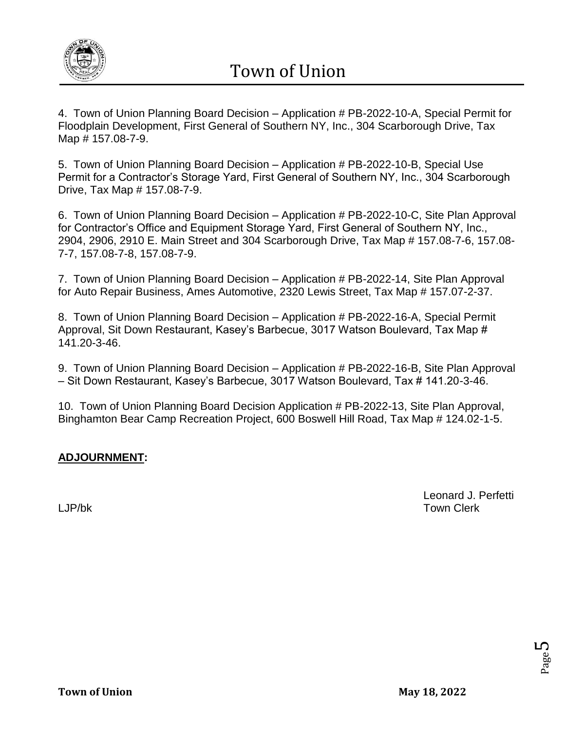4. Town of Union Planning Board Decision – Application # PB-2022-10-A, Special Permit for Floodplain Development, First General of Southern NY, Inc., 304 Scarborough Drive, Tax Map # 157.08-7-9.

5. Town of Union Planning Board Decision – Application # PB-2022-10-B, Special Use Permit for a Contractor's Storage Yard, First General of Southern NY, Inc., 304 Scarborough Drive, Tax Map # 157.08-7-9.

6. Town of Union Planning Board Decision – Application # PB-2022-10-C, Site Plan Approval for Contractor's Office and Equipment Storage Yard, First General of Southern NY, Inc., 2904, 2906, 2910 E. Main Street and 304 Scarborough Drive, Tax Map # 157.08-7-6, 157.08-7-7, 157.08-7-8, 157.08-7-9.

7. Town of Union Planning Board Decision – Application # PB-2022-14, Site Plan Approval for Auto Repair Business, Ames Automotive, 2320 Lewis Street, Tax Map # 157.07-2-37.

8. Town of Union Planning Board Decision – Application # PB-2022-16-A, Special Permit Approval, Sit Down Restaurant, Kasey's Barbecue, 3017 Watson Boulevard, Tax Map # 141.20-3-46.

9. Town of Union Planning Board Decision – Application # PB-2022-16-B, Site Plan Approval – Sit Down Restaurant, Kasey's Barbecue, 3017 Watson Boulevard, Tax # 141.20-3-46.

10. Town of Union Planning Board Decision Application # PB-2022-13, Site Plan Approval, Binghamton Bear Camp Recreation Project, 600 Boswell Hill Road, Tax Map # 124.02-1-5.

**ADJOURNMENT:**

Leonard J. Perfetti
Town Clerk

LJP/bk